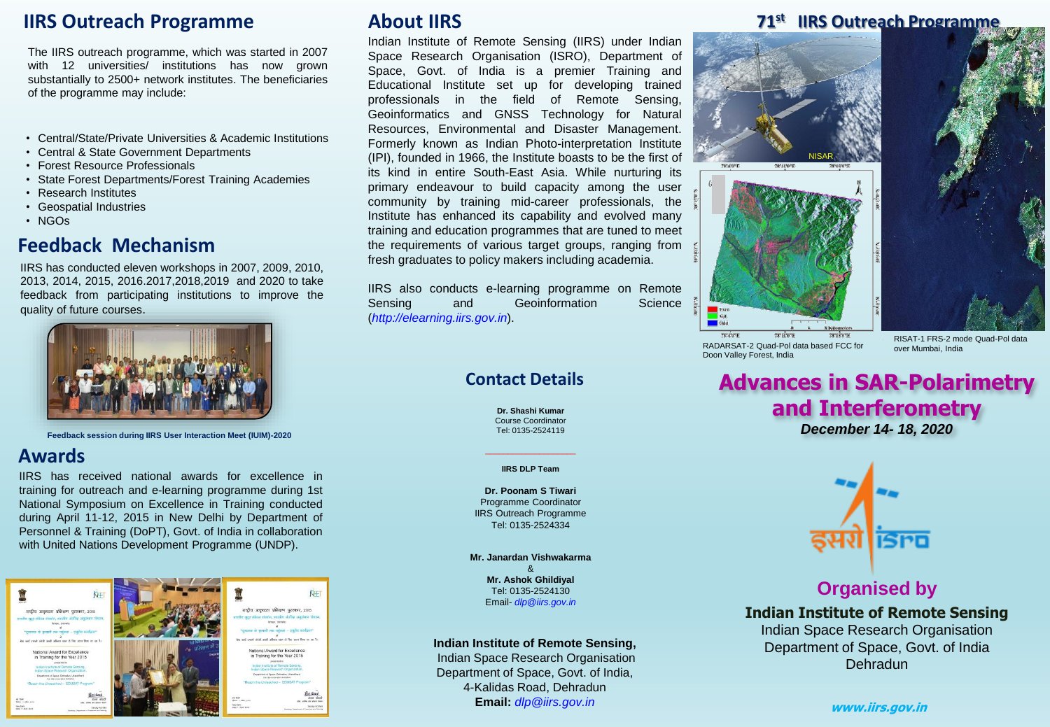## IIRS Outreach Programme

The IIRS outreach programme, which was started in 2007 with 12 universities/ institutions has now grown substantially to 2500+ network institutes. The beneficiaries of the programme may include:

- Central/State/Private Universities & Academic Institutions
- Central & State Government Departments
- Forest Resource Professionals
- State Forest Departments/Forest Training Academies
- Research Institutes
- Geospatial Industries
- NGOs

## Feedback Mechanism

IIRS has conducted eleven workshops in 2007, 2009, 2010, 2013, 2014, 2015, 2016.2017,2018,2019 and 2020 to take feedback from participating institutions to improve the quality of future courses.

**Feedback session during IIRS User Interaction Meet (IUIM)-2020**

## Awards

IIRS has received national awards for excellence in training for outreach and e-learning programme during 1st National Symposium on Excellence in Training conducted during April 11-12, 2015 in New Delhi by Department of Personnel & Training (DoPT), Govt. of India in collaboration with United Nations Development Programme (UNDP).

## About IIRS

Indian Institute of Remote Sensing (IIRS) under Indian Space Research Organisation (ISRO), Department of Space, Govt. of India is a premier Training and Educational Institute set up for developing trained professionals in the field of Remote Sensing, Geoinformatics and GNSS Technology for Natural Resources, Environmental and Disaster Management. Formerly known as Indian Photo-interpretation Institute (IPI), founded in 1966, the Institute boasts to be the first of its kind in entire South-East Asia. While nurturing its primary endeavour to build capacity among the user community by training mid-career professionals, the Institute has enhanced its capability and evolved many training and education programmes that are tuned to meet the requirements of various target groups, ranging from fresh graduates to policy makers including academia.

IIRS also conducts e-learning programme on Remote Sensing and Geoinformation Science (*http://elearning.iirs.gov.in*).

## Contact Details

**Dr. Shashi Kumar**
Course Coordinator
Tel: 0135-2524119

**IIRS DLP Team**

**Dr. Poonam S Tiwari**
Programme Coordinator
IIRS Outreach Programme
Tel: 0135-2524334

**Mr. Janardan Vishwakarma**
&
**Mr. Ashok Ghildiyal**
Tel: 0135-2524130
Email- *dlp@iirs.gov.in*

**Indian Institute of Remote Sensing,**
Indian Space Research Organisation
Department of Space, Govt. of India,
4-Kalidas Road, Dehradun
**Email:** *dlp@iirs.gov.in*

## 71st IIRS Outreach Programme

NISAR

RADARSAT-2 Quad-Pol data based FCC for Doon Valley Forest, India

RISAT-1 FRS-2 mode Quad-Pol data over Mumbai, India

# Advances in SAR-Polarimetry and Interferometry

***December 14- 18, 2020***

## Organised by

**Indian Institute of Remote Sensing**
Indian Space Research Organisation
Department of Space, Govt. of India
Dehradun

***www.iirs.gov.in***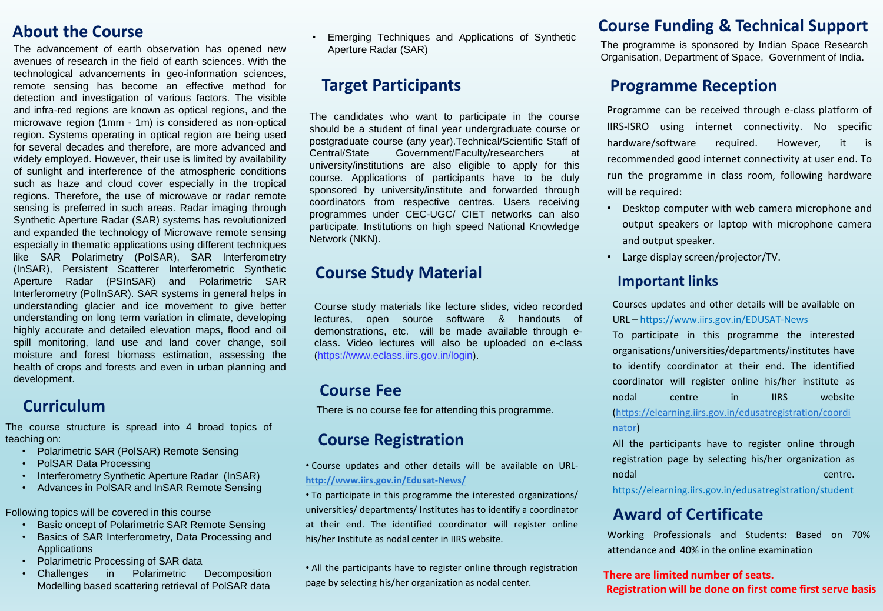## About the Course

The advancement of earth observation has opened new avenues of research in the field of earth sciences. With the technological advancements in geo-information sciences, remote sensing has become an effective method for detection and investigation of various factors. The visible and infra-red regions are known as optical regions, and the microwave region (1mm - 1m) is considered as non-optical region. Systems operating in optical region are being used for several decades and therefore, are more advanced and widely employed. However, their use is limited by availability of sunlight and interference of the atmospheric conditions such as haze and cloud cover especially in the tropical regions. Therefore, the use of microwave or radar remote sensing is preferred in such areas. Radar imaging through Synthetic Aperture Radar (SAR) systems has revolutionized and expanded the technology of Microwave remote sensing especially in thematic applications using different techniques like SAR Polarimetry (PolSAR), SAR Interferometry (InSAR), Persistent Scatterer Interferometric Synthetic Aperture Radar (PSInSAR) and Polarimetric SAR Interferometry (PolInSAR). SAR systems in general helps in understanding glacier and ice movement to give better understanding on long term variation in climate, developing highly accurate and detailed elevation maps, flood and oil spill monitoring, land use and land cover change, soil moisture and forest biomass estimation, assessing the health of crops and forests and even in urban planning and development.

## Curriculum

The course structure is spread into 4 broad topics of teaching on:

- Polarimetric SAR (PolSAR) Remote Sensing
- PolSAR Data Processing
- Interferometry Synthetic Aperture Radar (InSAR)
- Advances in PolSAR and InSAR Remote Sensing

Following topics will be covered in this course

- Basic oncept of Polarimetric SAR Remote Sensing
- Basics of SAR Interferometry, Data Processing and Applications
- Polarimetric Processing of SAR data
- Challenges in Polarimetric Decomposition Modelling based scattering retrieval of PolSAR data
- Emerging Techniques and Applications of Synthetic Aperture Radar (SAR)

## Target Participants

The candidates who want to participate in the course should be a student of final year undergraduate course or postgraduate course (any year).Technical/Scientific Staff of Central/State Government/Faculty/researchers at university/institutions are also eligible to apply for this course. Applications of participants have to be duly sponsored by university/institute and forwarded through coordinators from respective centres. Users receiving programmes under CEC-UGC/ CIET networks can also participate. Institutions on high speed National Knowledge Network (NKN).

## Course Study Material

Course study materials like lecture slides, video recorded lectures, open source software & handouts of demonstrations, etc. will be made available through e-class. Video lectures will also be uploaded on e-class (https://www.eclass.iirs.gov.in/login).

## Course Fee

There is no course fee for attending this programme.

## Course Registration

- Course updates and other details will be available on URL- **http://www.iirs.gov.in/Edusat-News/**
- To participate in this programme the interested organizations/ universities/ departments/ Institutes has to identify a coordinator at their end. The identified coordinator will register online his/her Institute as nodal center in IIRS website.
- All the participants have to register online through registration page by selecting his/her organization as nodal center.

## Course Funding & Technical Support

The programme is sponsored by Indian Space Research Organisation, Department of Space, Government of India.

## Programme Reception

Programme can be received through e-class platform of IIRS-ISRO using internet connectivity. No specific hardware/software required. However, it is recommended good internet connectivity at user end. To run the programme in class room, following hardware will be required:

- Desktop computer with web camera microphone and output speakers or laptop with microphone camera and output speaker.
- Large display screen/projector/TV.

### Important links

Courses updates and other details will be available on URL – https://www.iirs.gov.in/EDUSAT-News

To participate in this programme the interested organisations/universities/departments/institutes have to identify coordinator at their end. The identified coordinator will register online his/her institute as nodal centre in IIRS website (https://elearning.iirs.gov.in/edusatregistration/coordinator)

All the participants have to register online through registration page by selecting his/her organization as nodal centre. https://elearning.iirs.gov.in/edusatregistration/student

## Award of Certificate

Working Professionals and Students: Based on 70% attendance and 40% in the online examination

**There are limited number of seats.**
**Registration will be done on first come first serve basis**